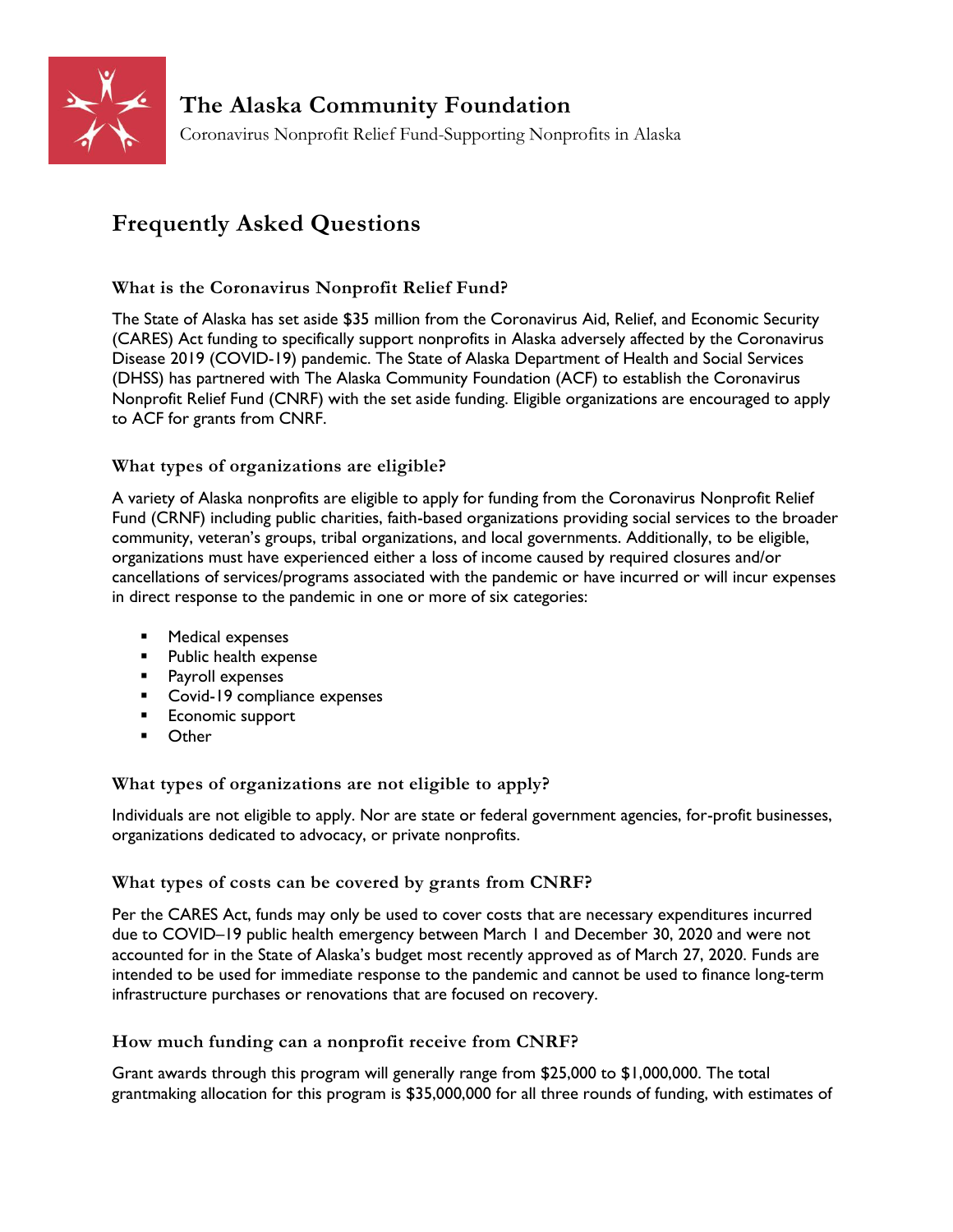# The Alaska Community Foundation

Coronavirus Nonprofit Relief Fund-Supporting Nonprofits in Alaska

## Frequently Asked Questions

### What is the Coronavirus Nonprofit Relief Fund?

The State of Alaska has set aside $35 million from the Coronavirus Aid, Relief, and Economic Security (CARES) Act funding to specifically support nonprofits in Alaska adversely affected by the Coronavirus Disease 2019 (COVID-19) pandemic. The State of Alaska Department of Health and Social Services (DHSS) has partnered with The Alaska Community Foundation (ACF) to establish the Coronavirus Nonprofit Relief Fund (CNRF) with the set aside funding. Eligible organizations are encouraged to apply to ACF for grants from CNRF.

### What types of organizations are eligible?

A variety of Alaska nonprofits are eligible to apply for funding from the Coronavirus Nonprofit Relief Fund (CRNF) including public charities, faith-based organizations providing social services to the broader community, veteran's groups, tribal organizations, and local governments. Additionally, to be eligible, organizations must have experienced either a loss of income caused by required closures and/or cancellations of services/programs associated with the pandemic or have incurred or will incur expenses in direct response to the pandemic in one or more of six categories:

- Medical expenses
- Public health expense
- Payroll expenses
- Covid-19 compliance expenses
- Economic support
- Other

### What types of organizations are not eligible to apply?

Individuals are not eligible to apply. Nor are state or federal government agencies, for-profit businesses, organizations dedicated to advocacy, or private nonprofits.

### What types of costs can be covered by grants from CNRF?

Per the CARES Act, funds may only be used to cover costs that are necessary expenditures incurred due to COVID–19 public health emergency between March 1 and December 30, 2020 and were not accounted for in the State of Alaska's budget most recently approved as of March 27, 2020. Funds are intended to be used for immediate response to the pandemic and cannot be used to finance long-term infrastructure purchases or renovations that are focused on recovery.

### How much funding can a nonprofit receive from CNRF?

Grant awards through this program will generally range from $25,000 to $1,000,000. The total grantmaking allocation for this program is $35,000,000 for all three rounds of funding, with estimates of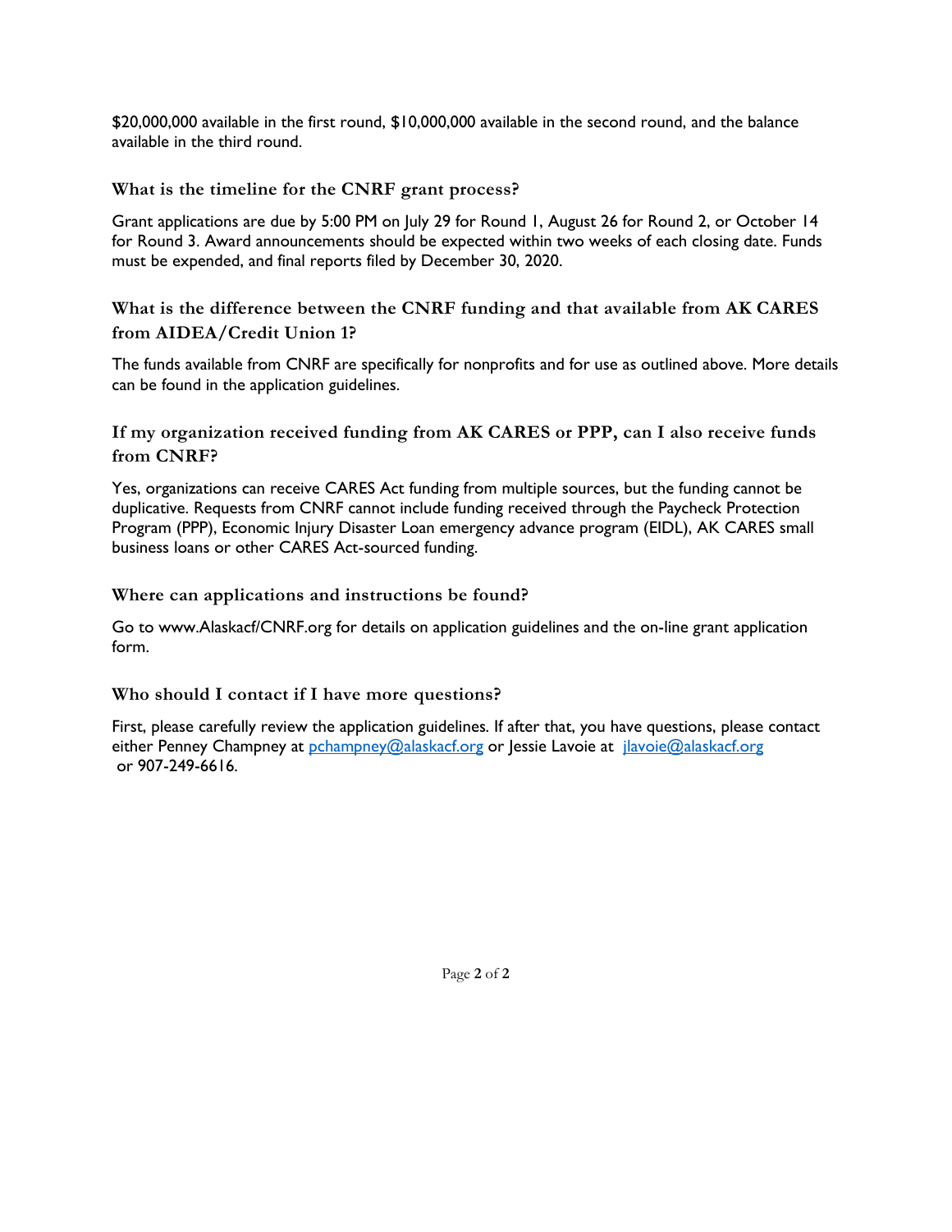$20,000,000 available in the first round, $10,000,000 available in the second round, and the balance available in the third round.

### What is the timeline for the CNRF grant process?

Grant applications are due by 5:00 PM on July 29 for Round 1, August 26 for Round 2, or October 14 for Round 3. Award announcements should be expected within two weeks of each closing date. Funds must be expended, and final reports filed by December 30, 2020.

### What is the difference between the CNRF funding and that available from AK CARES from AIDEA/Credit Union 1?

The funds available from CNRF are specifically for nonprofits and for use as outlined above. More details can be found in the application guidelines.

### If my organization received funding from AK CARES or PPP, can I also receive funds from CNRF?

Yes, organizations can receive CARES Act funding from multiple sources, but the funding cannot be duplicative. Requests from CNRF cannot include funding received through the Paycheck Protection Program (PPP), Economic Injury Disaster Loan emergency advance program (EIDL), AK CARES small business loans or other CARES Act-sourced funding.

### Where can applications and instructions be found?

Go to www.Alaskacf/CNRF.org for details on application guidelines and the on-line grant application form.

### Who should I contact if I have more questions?

First, please carefully review the application guidelines. If after that, you have questions, please contact either Penney Champney at pchampney@alaskacf.org or Jessie Lavoie at jlavoie@alaskacf.org or 907-249-6616.